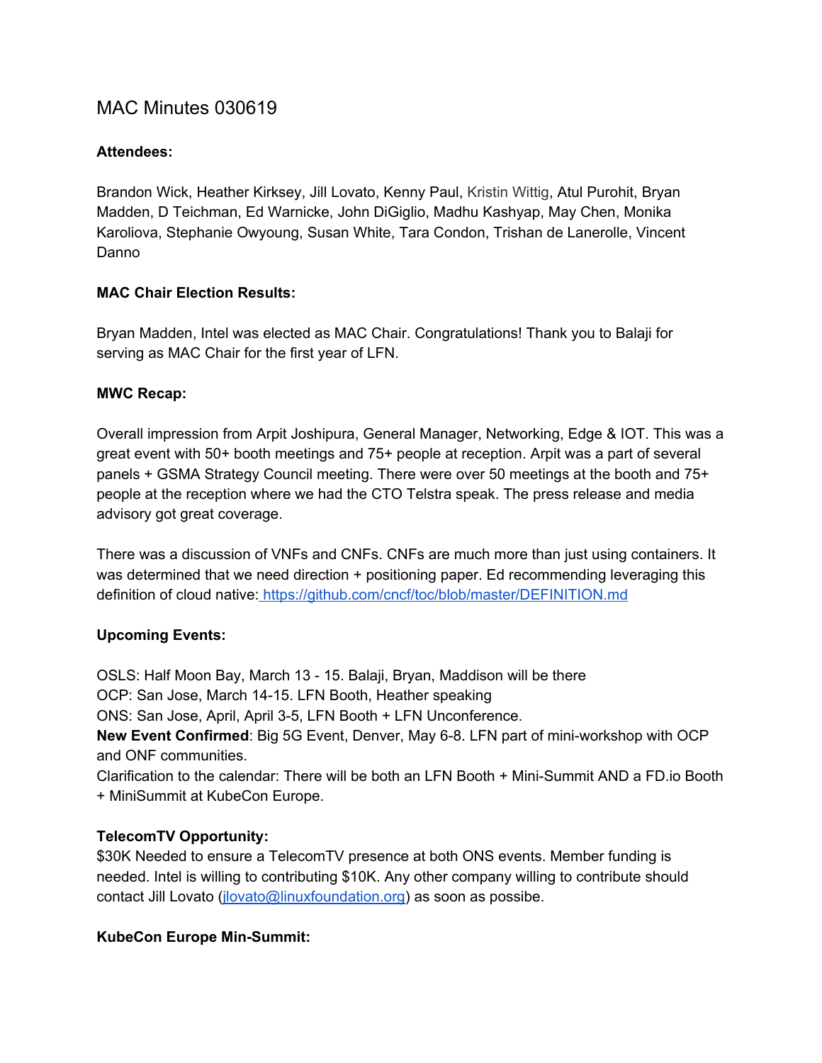# MAC Minutes 030619

**Attendees:**

Brandon Wick, Heather Kirksey, Jill Lovato, Kenny Paul, Kristin Wittig, Atul Purohit, Bryan Madden, D Teichman, Ed Warnicke, John DiGiglio, Madhu Kashyap, May Chen, Monika Karoliova, Stephanie Owyoung, Susan White, Tara Condon, Trishan de Lanerolle, Vincent Danno

**MAC Chair Election Results:**

Bryan Madden, Intel was elected as MAC Chair. Congratulations! Thank you to Balaji for serving as MAC Chair for the first year of LFN.

**MWC Recap:**

Overall impression from Arpit Joshipura, General Manager, Networking, Edge & IOT. This was a great event with 50+ booth meetings and 75+ people at reception. Arpit was a part of several panels + GSMA Strategy Council meeting. There were over 50 meetings at the booth and 75+ people at the reception where we had the CTO Telstra speak. The press release and media advisory got great coverage.

There was a discussion of VNFs and CNFs. CNFs are much more than just using containers. It was determined that we need direction + positioning paper. Ed recommending leveraging this definition of cloud native: https://github.com/cncf/toc/blob/master/DEFINITION.md

**Upcoming Events:**

OSLS: Half Moon Bay, March 13 - 15. Balaji, Bryan, Maddison will be there
OCP: San Jose, March 14-15. LFN Booth, Heather speaking
ONS: San Jose, April, April 3-5, LFN Booth + LFN Unconference.
**New Event Confirmed**: Big 5G Event, Denver, May 6-8. LFN part of mini-workshop with OCP and ONF communities.
Clarification to the calendar: There will be both an LFN Booth + Mini-Summit AND a FD.io Booth + MiniSummit at KubeCon Europe.

**TelecomTV Opportunity:**
$30K Needed to ensure a TelecomTV presence at both ONS events. Member funding is needed. Intel is willing to contributing $10K. Any other company willing to contribute should contact Jill Lovato (jlovato@linuxfoundation.org) as soon as possibe.

**KubeCon Europe Min-Summit:**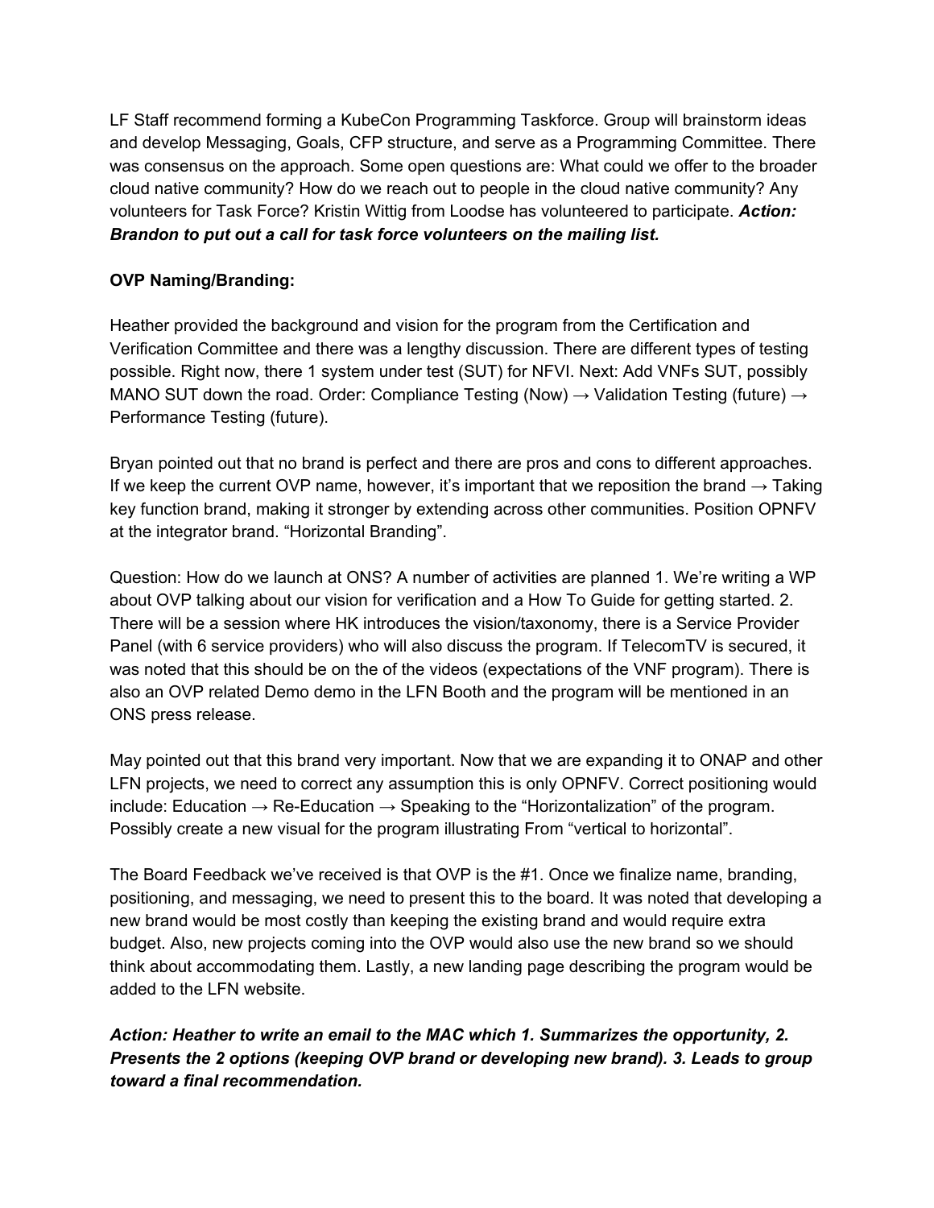LF Staff recommend forming a KubeCon Programming Taskforce. Group will brainstorm ideas and develop Messaging, Goals, CFP structure, and serve as a Programming Committee. There was consensus on the approach. Some open questions are: What could we offer to the broader cloud native community? How do we reach out to people in the cloud native community? Any volunteers for Task Force? Kristin Wittig from Loodse has volunteered to participate. ***Action: Brandon to put out a call for task force volunteers on the mailing list.***

**OVP Naming/Branding:**

Heather provided the background and vision for the program from the Certification and Verification Committee and there was a lengthy discussion. There are different types of testing possible. Right now, there 1 system under test (SUT) for NFVI. Next: Add VNFs SUT, possibly MANO SUT down the road. Order: Compliance Testing (Now) → Validation Testing (future) → Performance Testing (future).

Bryan pointed out that no brand is perfect and there are pros and cons to different approaches. If we keep the current OVP name, however, it's important that we reposition the brand → Taking key function brand, making it stronger by extending across other communities. Position OPNFV at the integrator brand. "Horizontal Branding".

Question: How do we launch at ONS? A number of activities are planned 1. We're writing a WP about OVP talking about our vision for verification and a How To Guide for getting started. 2. There will be a session where HK introduces the vision/taxonomy, there is a Service Provider Panel (with 6 service providers) who will also discuss the program. If TelecomTV is secured, it was noted that this should be on the of the videos (expectations of the VNF program). There is also an OVP related Demo demo in the LFN Booth and the program will be mentioned in an ONS press release.

May pointed out that this brand very important. Now that we are expanding it to ONAP and other LFN projects, we need to correct any assumption this is only OPNFV. Correct positioning would include: Education → Re-Education → Speaking to the "Horizontalization" of the program. Possibly create a new visual for the program illustrating From "vertical to horizontal".

The Board Feedback we've received is that OVP is the #1. Once we finalize name, branding, positioning, and messaging, we need to present this to the board. It was noted that developing a new brand would be most costly than keeping the existing brand and would require extra budget. Also, new projects coming into the OVP would also use the new brand so we should think about accommodating them. Lastly, a new landing page describing the program would be added to the LFN website.

***Action: Heather to write an email to the MAC which 1. Summarizes the opportunity, 2. Presents the 2 options (keeping OVP brand or developing new brand). 3. Leads to group toward a final recommendation.***